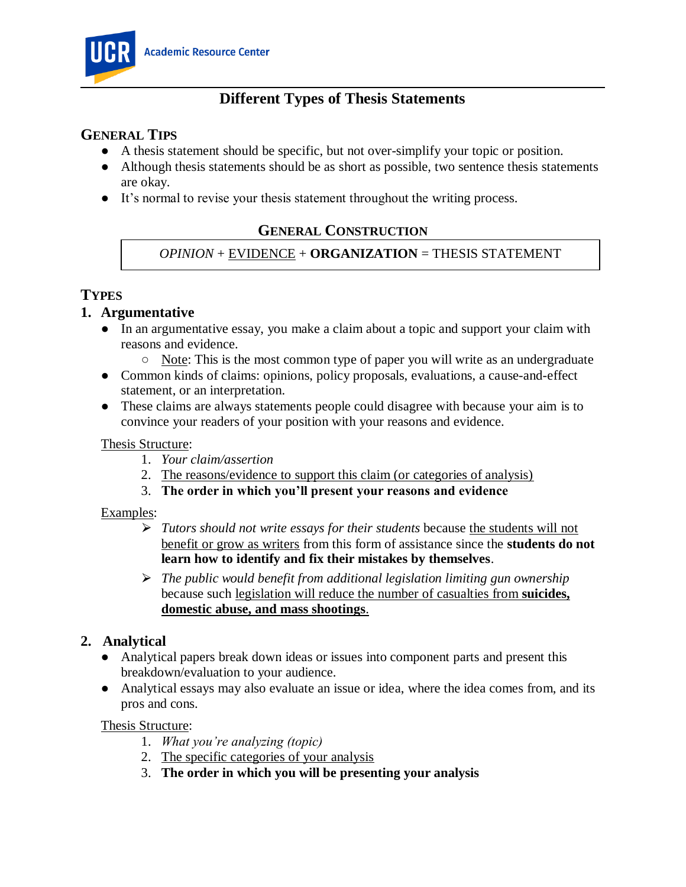UCR Academic Resource Center

# Different Types of Thesis Statements

## General Tips

- A thesis statement should be specific, but not over-simplify your topic or position.
- Although thesis statements should be as short as possible, two sentence thesis statements are okay.
- It's normal to revise your thesis statement throughout the writing process.

## General Construction

| *OPINION* + <u>EVIDENCE</u> + **ORGANIZATION** = THESIS STATEMENT |
|---|

## Types

### 1. Argumentative

- In an argumentative essay, you make a claim about a topic and support your claim with reasons and evidence.
  - <u>Note</u>: This is the most common type of paper you will write as an undergraduate
- Common kinds of claims: opinions, policy proposals, evaluations, a cause-and-effect statement, or an interpretation.
- These claims are always statements people could disagree with because your aim is to convince your readers of your position with your reasons and evidence.

<u>Thesis Structure</u>:

1. *Your claim/assertion*
2. <u>The reasons/evidence to support this claim (or categories of analysis)</u>
3. **The order in which you'll present your reasons and evidence**

<u>Examples</u>:

- *Tutors should not write essays for their students* because <u>the students will not benefit or grow as writers</u> from this form of assistance since the **students do not learn how to identify and fix their mistakes by themselves**.
- *The public would benefit from additional legislation limiting gun ownership* because such <u>legislation will reduce the number of casualties from **suicides, domestic abuse, and mass shootings**.</u>

### 2. Analytical

- Analytical papers break down ideas or issues into component parts and present this breakdown/evaluation to your audience.
- Analytical essays may also evaluate an issue or idea, where the idea comes from, and its pros and cons.

<u>Thesis Structure</u>:

1. *What you're analyzing (topic)*
2. <u>The specific categories of your analysis</u>
3. **The order in which you will be presenting your analysis**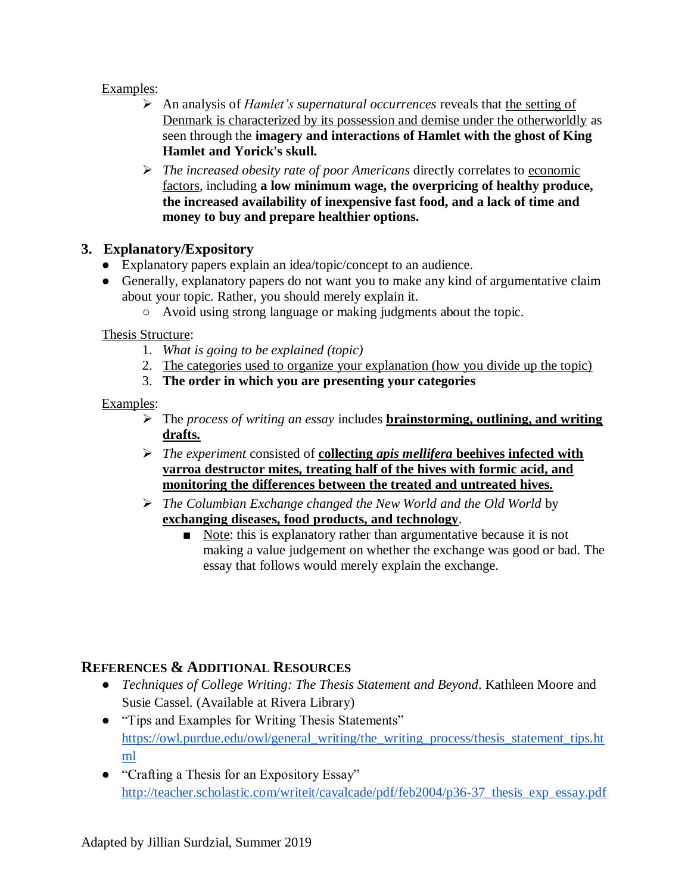Examples:

- An analysis of *Hamlet's supernatural occurrences* reveals that the setting of Denmark is characterized by its possession and demise under the otherworldly as seen through the **imagery and interactions of Hamlet with the ghost of King Hamlet and Yorick's skull.**
- *The increased obesity rate of poor Americans* directly correlates to economic factors, including **a low minimum wage, the overpricing of healthy produce, the increased availability of inexpensive fast food, and a lack of time and money to buy and prepare healthier options.**

## 3. Explanatory/Expository

- Explanatory papers explain an idea/topic/concept to an audience.
- Generally, explanatory papers do not want you to make any kind of argumentative claim about your topic. Rather, you should merely explain it.
  - Avoid using strong language or making judgments about the topic.

Thesis Structure:

1. *What is going to be explained (topic)*
2. The categories used to organize your explanation (how you divide up the topic)
3. **The order in which you are presenting your categories**

Examples:

- The *process of writing an essay* includes **brainstorming, outlining, and writing drafts.**
- *The experiment* consisted of **collecting *apis mellifera* beehives infected with varroa destructor mites, treating half of the hives with formic acid, and monitoring the differences between the treated and untreated hives.**
- *The Columbian Exchange changed the New World and the Old World* by **exchanging diseases, food products, and technology**.
  - Note: this is explanatory rather than argumentative because it is not making a value judgement on whether the exchange was good or bad. The essay that follows would merely explain the exchange.

## References & Additional Resources

- *Techniques of College Writing: The Thesis Statement and Beyond*. Kathleen Moore and Susie Cassel. (Available at Rivera Library)
- "Tips and Examples for Writing Thesis Statements" https://owl.purdue.edu/owl/general_writing/the_writing_process/thesis_statement_tips.html
- "Crafting a Thesis for an Expository Essay" http://teacher.scholastic.com/writeit/cavalcade/pdf/feb2004/p36-37_thesis_exp_essay.pdf

Adapted by Jillian Surdzial, Summer 2019